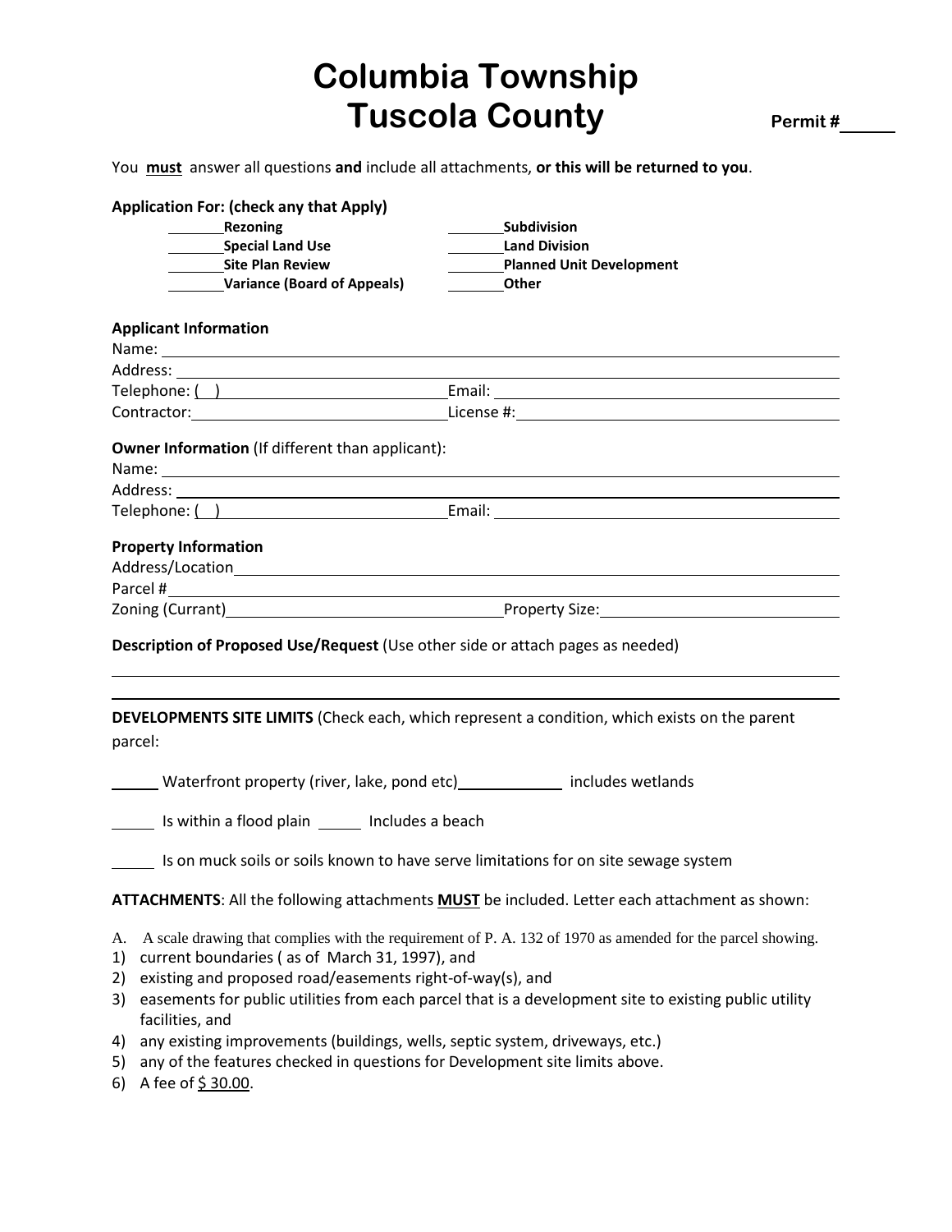# Columbia Township
# Tuscola County

**Permit #\_\_\_\_\_**

You **must** answer all questions **and** include all attachments, **or this will be returned to you**.

**Application For: (check any that Apply)**

| | |
|---|---|
| \_\_\_\_\_\_ **Rezoning** | \_\_\_\_\_\_ **Subdivision** |
| \_\_\_\_\_\_ **Special Land Use** | \_\_\_\_\_\_ **Land Division** |
| \_\_\_\_\_\_ **Site Plan Review** | \_\_\_\_\_\_ **Planned Unit Development** |
| \_\_\_\_\_\_ **Variance (Board of Appeals)** | \_\_\_\_\_\_ **Other** |

**Applicant Information**

Name: \_\_\_\_\_\_\_\_\_\_\_\_\_\_\_\_\_\_\_\_\_\_\_\_\_\_\_\_\_\_\_\_\_\_\_\_\_\_\_\_

Address: \_\_\_\_\_\_\_\_\_\_\_\_\_\_\_\_\_\_\_\_\_\_\_\_\_\_\_\_\_\_\_\_\_\_\_\_\_\_\_\_

Telephone: ( ) \_\_\_\_\_\_\_\_\_\_\_\_\_\_\_\_\_\_\_\_ Email: \_\_\_\_\_\_\_\_\_\_\_\_\_\_\_\_\_\_\_\_

Contractor: \_\_\_\_\_\_\_\_\_\_\_\_\_\_\_\_\_\_\_\_ License #: \_\_\_\_\_\_\_\_\_\_\_\_\_\_\_\_\_\_\_\_

**Owner Information** (If different than applicant):

Name: \_\_\_\_\_\_\_\_\_\_\_\_\_\_\_\_\_\_\_\_\_\_\_\_\_\_\_\_\_\_\_\_\_\_\_\_\_\_\_\_

Address: \_\_\_\_\_\_\_\_\_\_\_\_\_\_\_\_\_\_\_\_\_\_\_\_\_\_\_\_\_\_\_\_\_\_\_\_\_\_\_\_

Telephone: ( ) \_\_\_\_\_\_\_\_\_\_\_\_\_\_\_\_\_\_\_\_ Email: \_\_\_\_\_\_\_\_\_\_\_\_\_\_\_\_\_\_\_\_

**Property Information**

Address/Location \_\_\_\_\_\_\_\_\_\_\_\_\_\_\_\_\_\_\_\_\_\_\_\_\_\_\_\_\_\_\_\_\_\_\_\_\_\_\_\_

Parcel # \_\_\_\_\_\_\_\_\_\_\_\_\_\_\_\_\_\_\_\_\_\_\_\_\_\_\_\_\_\_\_\_\_\_\_\_\_\_\_\_

Zoning (Currant) \_\_\_\_\_\_\_\_\_\_\_\_\_\_\_\_\_\_\_\_ Property Size: \_\_\_\_\_\_\_\_\_\_\_\_\_\_\_\_\_\_\_\_

**Description of Proposed Use/Request** (Use other side or attach pages as needed)

\_\_\_\_\_\_\_\_\_\_\_\_\_\_\_\_\_\_\_\_\_\_\_\_\_\_\_\_\_\_\_\_\_\_\_\_\_\_\_\_\_\_\_\_\_\_\_\_\_\_\_\_\_\_\_\_\_\_\_\_

\_\_\_\_\_\_\_\_\_\_\_\_\_\_\_\_\_\_\_\_\_\_\_\_\_\_\_\_\_\_\_\_\_\_\_\_\_\_\_\_\_\_\_\_\_\_\_\_\_\_\_\_\_\_\_\_\_\_\_\_

**DEVELOPMENTS SITE LIMITS** (Check each, which represent a condition, which exists on the parent parcel:

\_\_\_\_\_\_ Waterfront property (river, lake, pond etc) \_\_\_\_\_\_\_\_\_\_\_\_ includes wetlands

\_\_\_\_\_\_ Is within a flood plain \_\_\_\_\_\_ Includes a beach

\_\_\_\_\_\_ Is on muck soils or soils known to have serve limitations for on site sewage system

**ATTACHMENTS**: All the following attachments **MUST** be included. Letter each attachment as shown:

A. A scale drawing that complies with the requirement of P. A. 132 of 1970 as amended for the parcel showing.

1) current boundaries ( as of March 31, 1997), and
2) existing and proposed road/easements right-of-way(s), and
3) easements for public utilities from each parcel that is a development site to existing public utility facilities, and
4) any existing improvements (buildings, wells, septic system, driveways, etc.)
5) any of the features checked in questions for Development site limits above.
6) A fee of $ 30.00.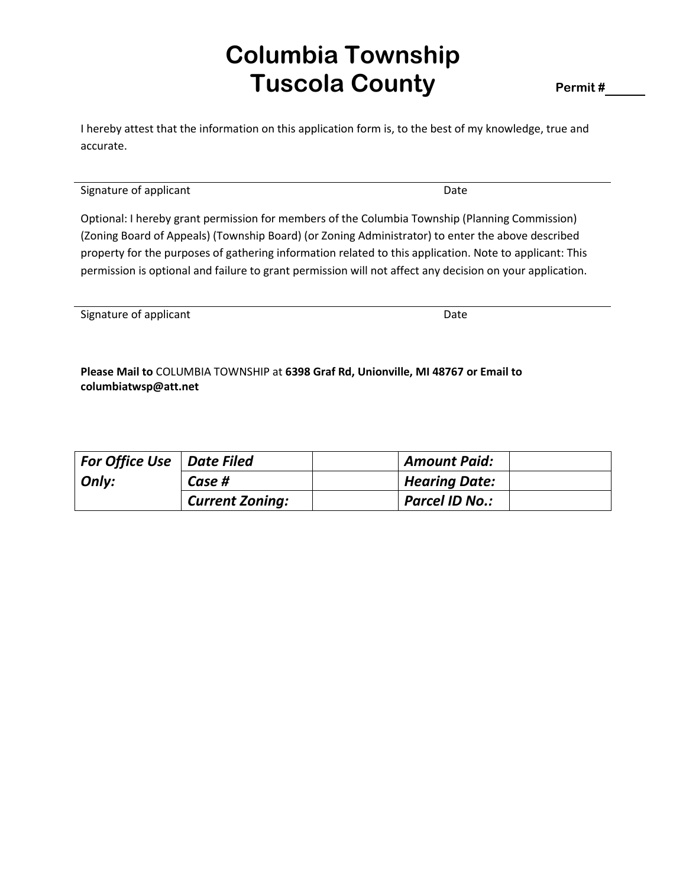# Columbia Township
# Tuscola County

**Permit #**\_\_\_\_\_\_

I hereby attest that the information on this application form is, to the best of my knowledge, true and accurate.

\_\_\_\_\_\_\_\_\_\_\_\_\_\_\_\_\_\_\_\_\_\_\_\_\_\_\_\_\_\_\_\_\_\_\_\_\_\_\_\_\_\_\_\_\_\_\_\_\_\_\_\_\_\_\_\_\_\_\_\_\_\_\_\_\_\_\_\_\_\_\_\_

Signature of applicant                                                                                    Date

Optional: I hereby grant permission for members of the Columbia Township (Planning Commission) (Zoning Board of Appeals) (Township Board) (or Zoning Administrator) to enter the above described property for the purposes of gathering information related to this application. Note to applicant: This permission is optional and failure to grant permission will not affect any decision on your application.

\_\_\_\_\_\_\_\_\_\_\_\_\_\_\_\_\_\_\_\_\_\_\_\_\_\_\_\_\_\_\_\_\_\_\_\_\_\_\_\_\_\_\_\_\_\_\_\_\_\_\_\_\_\_\_\_\_\_\_\_\_\_\_\_\_\_\_\_\_\_\_\_

Signature of applicant                                                                                    Date

**Please Mail to** COLUMBIA TOWNSHIP at **6398 Graf Rd, Unionville, MI 48767 or Email to columbiatwsp@att.net**

| | | | | |
|---|---|---|---|---|
| ***For Office Use Only:*** | ***Date Filed*** | | ***Amount Paid:*** | |
| | ***Case #*** | | ***Hearing Date:*** | |
| | ***Current Zoning:*** | | ***Parcel ID No.:*** | |